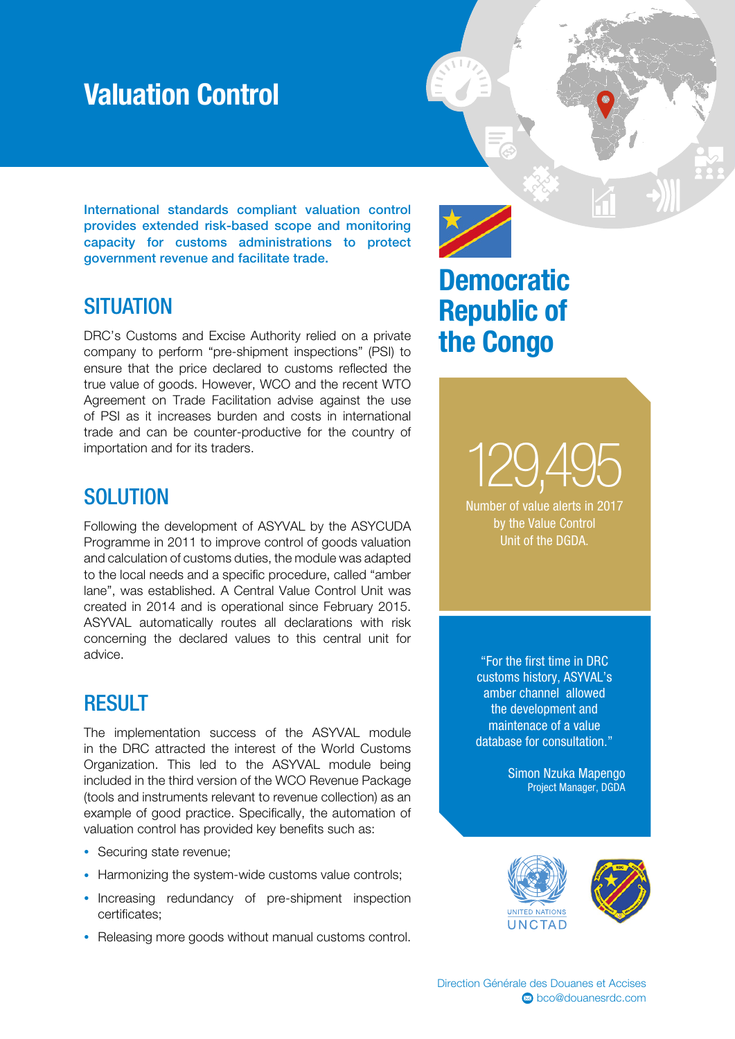# Valuation Control

**International standards compliant valuation control provides extended risk-based scope and monitoring capacity for customs administrations to protect government revenue and facilitate trade.**

## SITUATION

DRC's Customs and Excise Authority relied on a private company to perform "pre-shipment inspections" (PSI) to ensure that the price declared to customs reflected the true value of goods. However, WCO and the recent WTO Agreement on Trade Facilitation advise against the use of PSI as it increases burden and costs in international trade and can be counter-productive for the country of importation and for its traders.

## SOLUTION

Following the development of ASYVAL by the ASYCUDA Programme in 2011 to improve control of goods valuation and calculation of customs duties, the module was adapted to the local needs and a specific procedure, called "amber lane", was established. A Central Value Control Unit was created in 2014 and is operational since February 2015. ASYVAL automatically routes all declarations with risk concerning the declared values to this central unit for advice.

## RESULT

The implementation success of the ASYVAL module in the DRC attracted the interest of the World Customs Organization. This led to the ASYVAL module being included in the third version of the WCO Revenue Package (tools and instruments relevant to revenue collection) as an example of good practice. Specifically, the automation of valuation control has provided key benefits such as:

- Securing state revenue;
- Harmonizing the system-wide customs value controls;
- Increasing redundancy of pre-shipment inspection certificates;
- Releasing more goods without manual customs control.

## Democratic Republic of the Congo

**129,495**

Number of value alerts in 2017 by the Value Control Unit of the DGDA.

> "For the first time in DRC customs history, ASYVAL's amber channel allowed the development and maintenace of a value database for consultation."
>
> Simon Nzuka Mapengo
> Project Manager, DGDA

UNITED NATIONS UNCTAD

Direction Générale des Douanes et Accises
bco@douanesrdc.com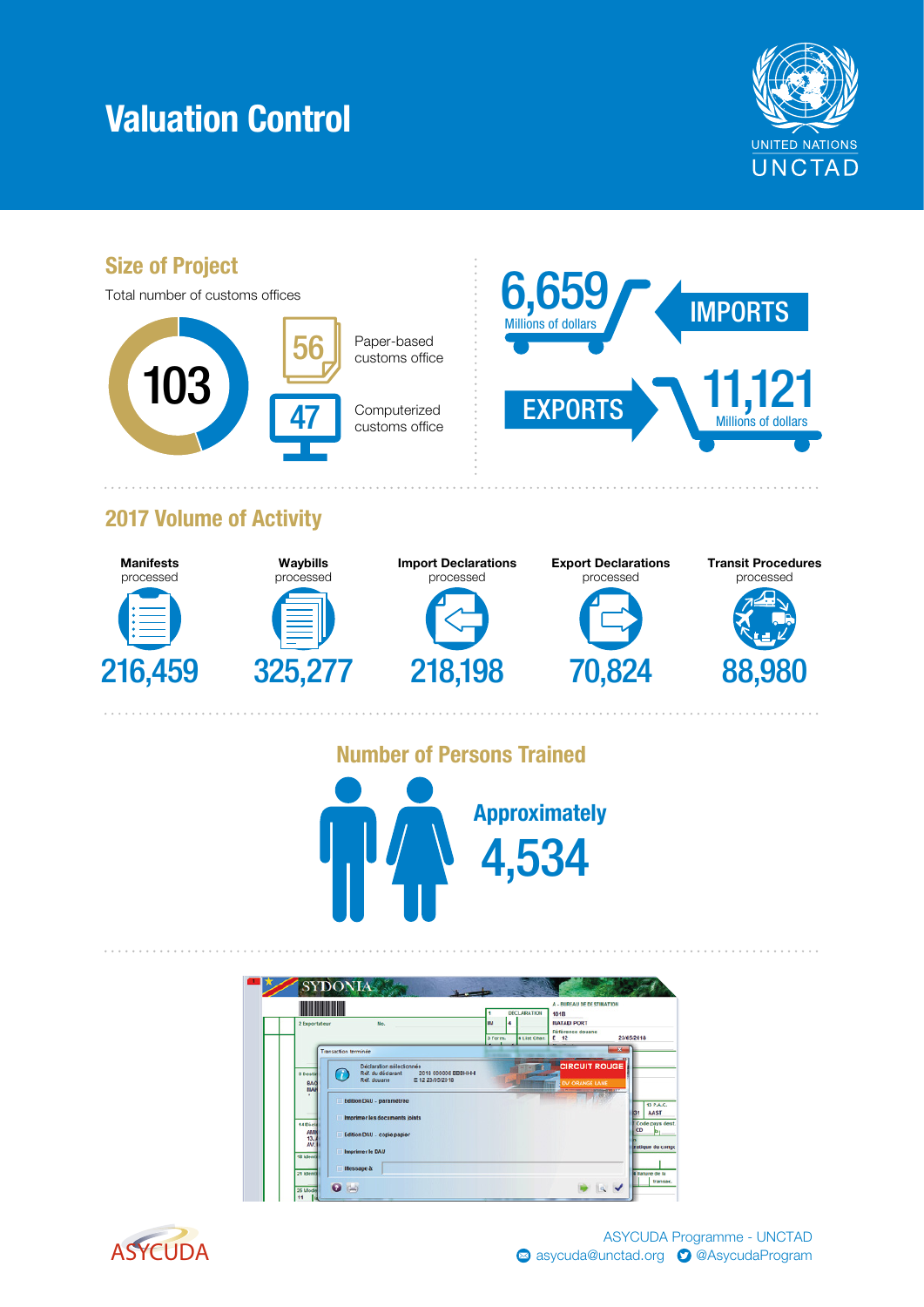# Valuation Control

UNITED NATIONS
UNCTAD

## Size of Project

Total number of customs offices

103

56 Paper-based customs office

47 Computerized customs office

6,659 Millions of dollars — IMPORTS

EXPORTS — 11,121 Millions of dollars

## 2017 Volume of Activity

**Manifests** processed
216,459

**Waybills** processed
325,277

**Import Declarations** processed
218,198

**Export Declarations** processed
70,824

**Transit Procedures** processed
88,980

## Number of Persons Trained

Approximately
4,534

ASYCUDA

ASYCUDA Programme - UNCTAD
asycuda@unctad.org @AsycudaProgram